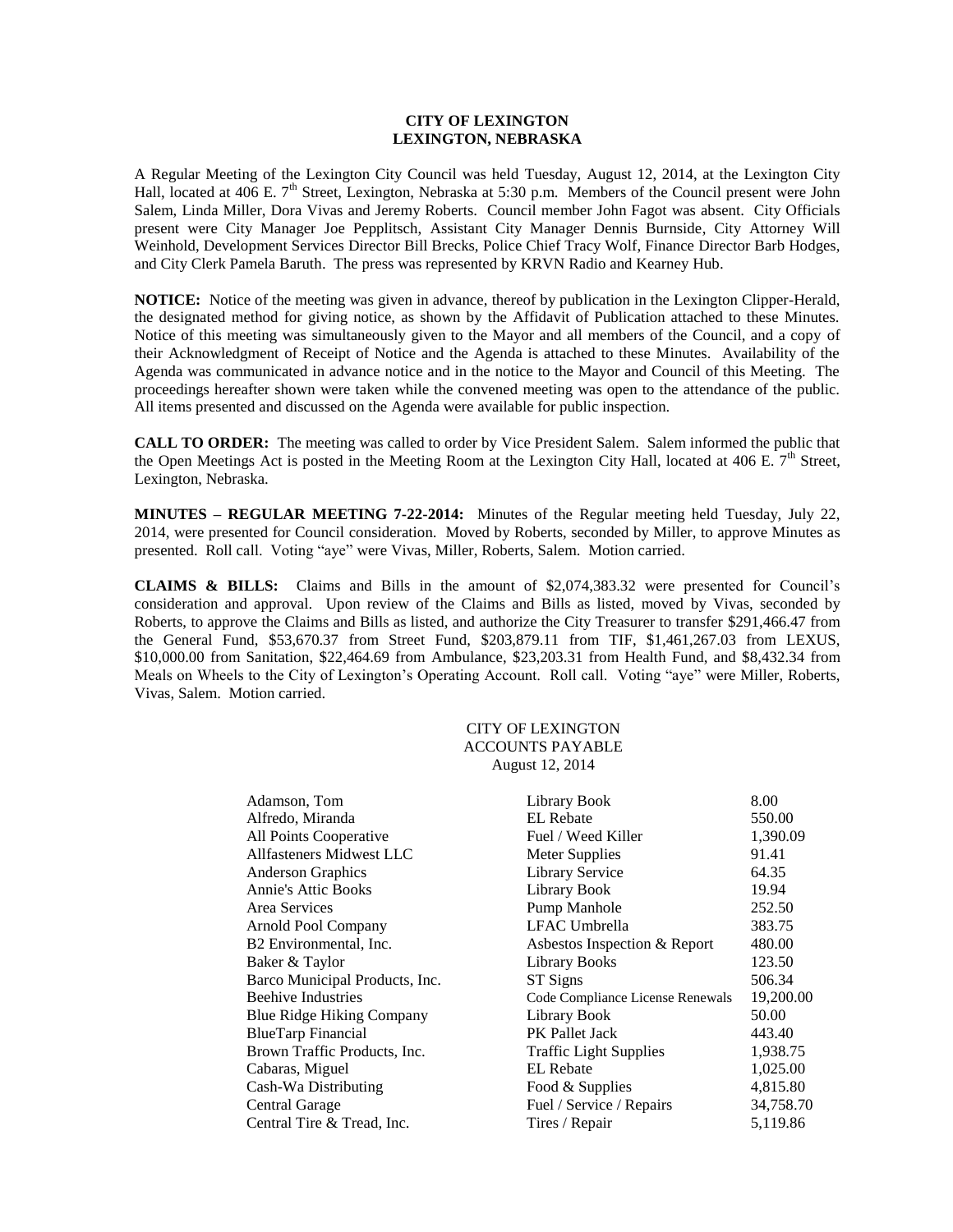**CITY OF LEXINGTON**
**LEXINGTON, NEBRASKA**

A Regular Meeting of the Lexington City Council was held Tuesday, August 12, 2014, at the Lexington City Hall, located at 406 E. 7th Street, Lexington, Nebraska at 5:30 p.m. Members of the Council present were John Salem, Linda Miller, Dora Vivas and Jeremy Roberts. Council member John Fagot was absent. City Officials present were City Manager Joe Pepplitsch, Assistant City Manager Dennis Burnside, City Attorney Will Weinhold, Development Services Director Bill Brecks, Police Chief Tracy Wolf, Finance Director Barb Hodges, and City Clerk Pamela Baruth. The press was represented by KRVN Radio and Kearney Hub.

**NOTICE:** Notice of the meeting was given in advance, thereof by publication in the Lexington Clipper-Herald, the designated method for giving notice, as shown by the Affidavit of Publication attached to these Minutes. Notice of this meeting was simultaneously given to the Mayor and all members of the Council, and a copy of their Acknowledgment of Receipt of Notice and the Agenda is attached to these Minutes. Availability of the Agenda was communicated in advance notice and in the notice to the Mayor and Council of this Meeting. The proceedings hereafter shown were taken while the convened meeting was open to the attendance of the public. All items presented and discussed on the Agenda were available for public inspection.

**CALL TO ORDER:** The meeting was called to order by Vice President Salem. Salem informed the public that the Open Meetings Act is posted in the Meeting Room at the Lexington City Hall, located at 406 E. 7th Street, Lexington, Nebraska.

**MINUTES – REGULAR MEETING 7-22-2014:** Minutes of the Regular meeting held Tuesday, July 22, 2014, were presented for Council consideration. Moved by Roberts, seconded by Miller, to approve Minutes as presented. Roll call. Voting "aye" were Vivas, Miller, Roberts, Salem. Motion carried.

**CLAIMS & BILLS:** Claims and Bills in the amount of $2,074,383.32 were presented for Council's consideration and approval. Upon review of the Claims and Bills as listed, moved by Vivas, seconded by Roberts, to approve the Claims and Bills as listed, and authorize the City Treasurer to transfer $291,466.47 from the General Fund, $53,670.37 from Street Fund, $203,879.11 from TIF, $1,461,267.03 from LEXUS, $10,000.00 from Sanitation, $22,464.69 from Ambulance, $23,203.31 from Health Fund, and $8,432.34 from Meals on Wheels to the City of Lexington's Operating Account. Roll call. Voting "aye" were Miller, Roberts, Vivas, Salem. Motion carried.

CITY OF LEXINGTON
ACCOUNTS PAYABLE
August 12, 2014

| | | |
|---|---|---|
| Adamson, Tom | Library Book | 8.00 |
| Alfredo, Miranda | EL Rebate | 550.00 |
| All Points Cooperative | Fuel / Weed Killer | 1,390.09 |
| Allfasteners Midwest LLC | Meter Supplies | 91.41 |
| Anderson Graphics | Library Service | 64.35 |
| Annie's Attic Books | Library Book | 19.94 |
| Area Services | Pump Manhole | 252.50 |
| Arnold Pool Company | LFAC Umbrella | 383.75 |
| B2 Environmental, Inc. | Asbestos Inspection & Report | 480.00 |
| Baker & Taylor | Library Books | 123.50 |
| Barco Municipal Products, Inc. | ST Signs | 506.34 |
| Beehive Industries | Code Compliance License Renewals | 19,200.00 |
| Blue Ridge Hiking Company | Library Book | 50.00 |
| BlueTarp Financial | PK Pallet Jack | 443.40 |
| Brown Traffic Products, Inc. | Traffic Light Supplies | 1,938.75 |
| Cabaras, Miguel | EL Rebate | 1,025.00 |
| Cash-Wa Distributing | Food & Supplies | 4,815.80 |
| Central Garage | Fuel / Service / Repairs | 34,758.70 |
| Central Tire & Tread, Inc. | Tires / Repair | 5,119.86 |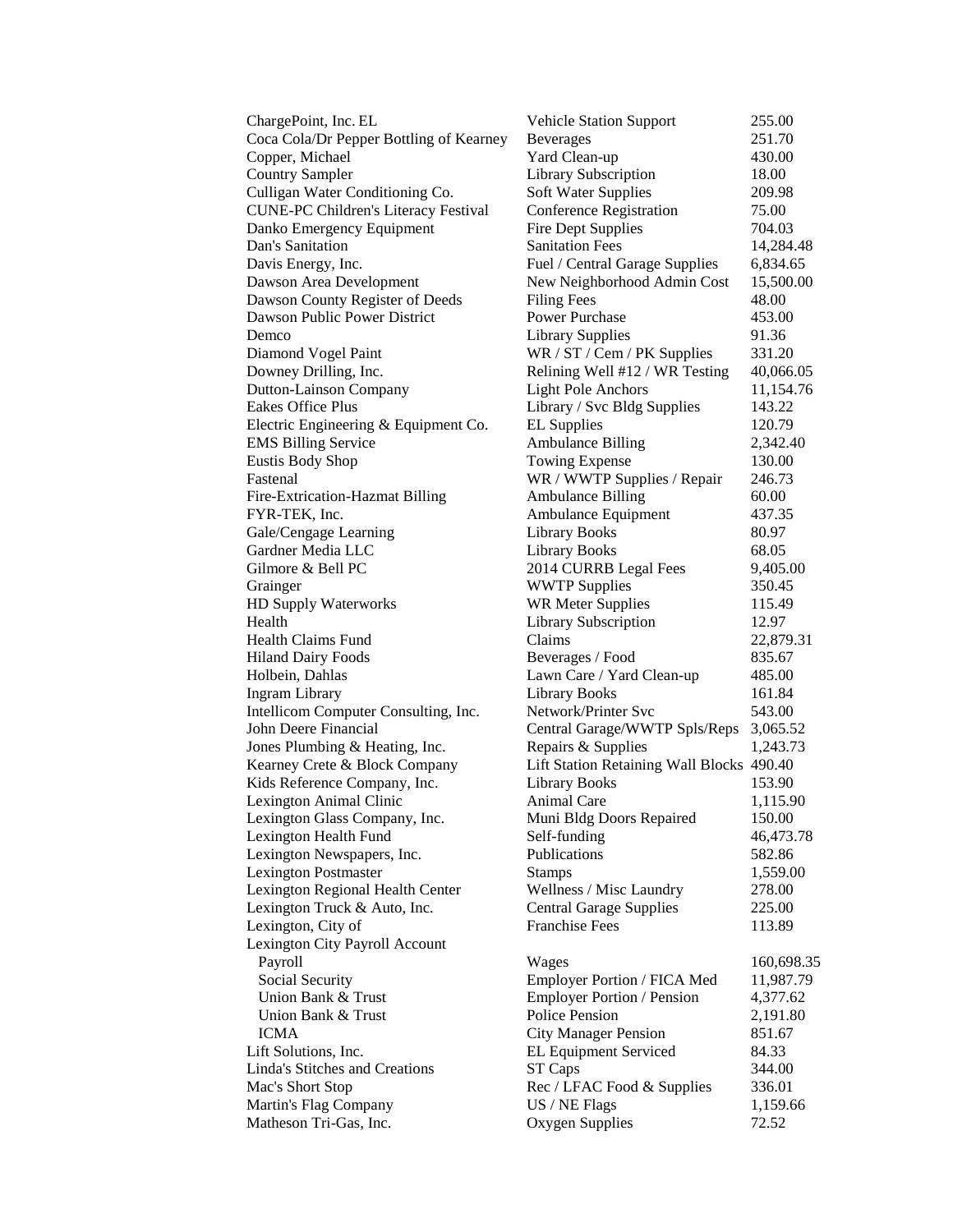| | | |
|---|---|---|
| ChargePoint, Inc. EL | Vehicle Station Support | 255.00 |
| Coca Cola/Dr Pepper Bottling of Kearney | Beverages | 251.70 |
| Copper, Michael | Yard Clean-up | 430.00 |
| Country Sampler | Library Subscription | 18.00 |
| Culligan Water Conditioning Co. | Soft Water Supplies | 209.98 |
| CUNE-PC Children's Literacy Festival | Conference Registration | 75.00 |
| Danko Emergency Equipment | Fire Dept Supplies | 704.03 |
| Dan's Sanitation | Sanitation Fees | 14,284.48 |
| Davis Energy, Inc. | Fuel / Central Garage Supplies | 6,834.65 |
| Dawson Area Development | New Neighborhood Admin Cost | 15,500.00 |
| Dawson County Register of Deeds | Filing Fees | 48.00 |
| Dawson Public Power District | Power Purchase | 453.00 |
| Demco | Library Supplies | 91.36 |
| Diamond Vogel Paint | WR / ST / Cem / PK Supplies | 331.20 |
| Downey Drilling, Inc. | Relining Well #12 / WR Testing | 40,066.05 |
| Dutton-Lainson Company | Light Pole Anchors | 11,154.76 |
| Eakes Office Plus | Library / Svc Bldg Supplies | 143.22 |
| Electric Engineering & Equipment Co. | EL Supplies | 120.79 |
| EMS Billing Service | Ambulance Billing | 2,342.40 |
| Eustis Body Shop | Towing Expense | 130.00 |
| Fastenal | WR / WWTP Supplies / Repair | 246.73 |
| Fire-Extrication-Hazmat Billing | Ambulance Billing | 60.00 |
| FYR-TEK, Inc. | Ambulance Equipment | 437.35 |
| Gale/Cengage Learning | Library Books | 80.97 |
| Gardner Media LLC | Library Books | 68.05 |
| Gilmore & Bell PC | 2014 CURRB Legal Fees | 9,405.00 |
| Grainger | WWTP Supplies | 350.45 |
| HD Supply Waterworks | WR Meter Supplies | 115.49 |
| Health | Library Subscription | 12.97 |
| Health Claims Fund | Claims | 22,879.31 |
| Hiland Dairy Foods | Beverages / Food | 835.67 |
| Holbein, Dahlas | Lawn Care / Yard Clean-up | 485.00 |
| Ingram Library | Library Books | 161.84 |
| Intellicom Computer Consulting, Inc. | Network/Printer Svc | 543.00 |
| John Deere Financial | Central Garage/WWTP Spls/Reps | 3,065.52 |
| Jones Plumbing & Heating, Inc. | Repairs & Supplies | 1,243.73 |
| Kearney Crete & Block Company | Lift Station Retaining Wall Blocks | 490.40 |
| Kids Reference Company, Inc. | Library Books | 153.90 |
| Lexington Animal Clinic | Animal Care | 1,115.90 |
| Lexington Glass Company, Inc. | Muni Bldg Doors Repaired | 150.00 |
| Lexington Health Fund | Self-funding | 46,473.78 |
| Lexington Newspapers, Inc. | Publications | 582.86 |
| Lexington Postmaster | Stamps | 1,559.00 |
| Lexington Regional Health Center | Wellness / Misc Laundry | 278.00 |
| Lexington Truck & Auto, Inc. | Central Garage Supplies | 225.00 |
| Lexington, City of | Franchise Fees | 113.89 |
| Lexington City Payroll Account | | |
| Payroll | Wages | 160,698.35 |
| Social Security | Employer Portion / FICA Med | 11,987.79 |
| Union Bank & Trust | Employer Portion / Pension | 4,377.62 |
| Union Bank & Trust | Police Pension | 2,191.80 |
| ICMA | City Manager Pension | 851.67 |
| Lift Solutions, Inc. | EL Equipment Serviced | 84.33 |
| Linda's Stitches and Creations | ST Caps | 344.00 |
| Mac's Short Stop | Rec / LFAC Food & Supplies | 336.01 |
| Martin's Flag Company | US / NE Flags | 1,159.66 |
| Matheson Tri-Gas, Inc. | Oxygen Supplies | 72.52 |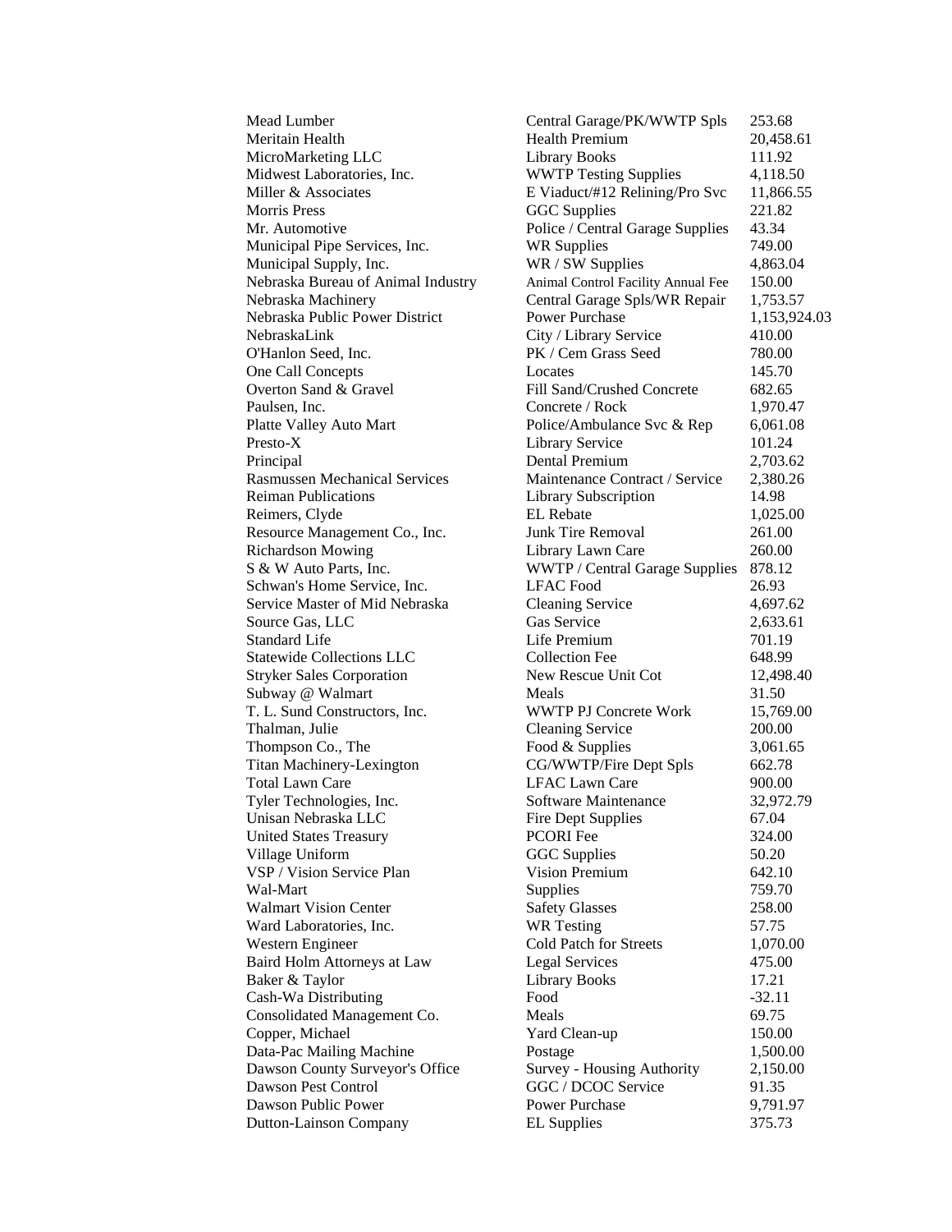| | | |
|---|---|---|
| Mead Lumber | Central Garage/PK/WWTP Spls | 253.68 |
| Meritain Health | Health Premium | 20,458.61 |
| MicroMarketing LLC | Library Books | 111.92 |
| Midwest Laboratories, Inc. | WWTP Testing Supplies | 4,118.50 |
| Miller & Associates | E Viaduct/#12 Relining/Pro Svc | 11,866.55 |
| Morris Press | GGC Supplies | 221.82 |
| Mr. Automotive | Police / Central Garage Supplies | 43.34 |
| Municipal Pipe Services, Inc. | WR Supplies | 749.00 |
| Municipal Supply, Inc. | WR / SW Supplies | 4,863.04 |
| Nebraska Bureau of Animal Industry | Animal Control Facility Annual Fee | 150.00 |
| Nebraska Machinery | Central Garage Spls/WR Repair | 1,753.57 |
| Nebraska Public Power District | Power Purchase | 1,153,924.03 |
| NebraskaLink | City / Library Service | 410.00 |
| O'Hanlon Seed, Inc. | PK / Cem Grass Seed | 780.00 |
| One Call Concepts | Locates | 145.70 |
| Overton Sand & Gravel | Fill Sand/Crushed Concrete | 682.65 |
| Paulsen, Inc. | Concrete / Rock | 1,970.47 |
| Platte Valley Auto Mart | Police/Ambulance Svc & Rep | 6,061.08 |
| Presto-X | Library Service | 101.24 |
| Principal | Dental Premium | 2,703.62 |
| Rasmussen Mechanical Services | Maintenance Contract / Service | 2,380.26 |
| Reiman Publications | Library Subscription | 14.98 |
| Reimers, Clyde | EL Rebate | 1,025.00 |
| Resource Management Co., Inc. | Junk Tire Removal | 261.00 |
| Richardson Mowing | Library Lawn Care | 260.00 |
| S & W Auto Parts, Inc. | WWTP / Central Garage Supplies | 878.12 |
| Schwan's Home Service, Inc. | LFAC Food | 26.93 |
| Service Master of Mid Nebraska | Cleaning Service | 4,697.62 |
| Source Gas, LLC | Gas Service | 2,633.61 |
| Standard Life | Life Premium | 701.19 |
| Statewide Collections LLC | Collection Fee | 648.99 |
| Stryker Sales Corporation | New Rescue Unit Cot | 12,498.40 |
| Subway @ Walmart | Meals | 31.50 |
| T. L. Sund Constructors, Inc. | WWTP PJ Concrete Work | 15,769.00 |
| Thalman, Julie | Cleaning Service | 200.00 |
| Thompson Co., The | Food & Supplies | 3,061.65 |
| Titan Machinery-Lexington | CG/WWTP/Fire Dept Spls | 662.78 |
| Total Lawn Care | LFAC Lawn Care | 900.00 |
| Tyler Technologies, Inc. | Software Maintenance | 32,972.79 |
| Unisan Nebraska LLC | Fire Dept Supplies | 67.04 |
| United States Treasury | PCORI Fee | 324.00 |
| Village Uniform | GGC Supplies | 50.20 |
| VSP / Vision Service Plan | Vision Premium | 642.10 |
| Wal-Mart | Supplies | 759.70 |
| Walmart Vision Center | Safety Glasses | 258.00 |
| Ward Laboratories, Inc. | WR Testing | 57.75 |
| Western Engineer | Cold Patch for Streets | 1,070.00 |
| Baird Holm Attorneys at Law | Legal Services | 475.00 |
| Baker & Taylor | Library Books | 17.21 |
| Cash-Wa Distributing | Food | -32.11 |
| Consolidated Management Co. | Meals | 69.75 |
| Copper, Michael | Yard Clean-up | 150.00 |
| Data-Pac Mailing Machine | Postage | 1,500.00 |
| Dawson County Surveyor's Office | Survey - Housing Authority | 2,150.00 |
| Dawson Pest Control | GGC / DCOC Service | 91.35 |
| Dawson Public Power | Power Purchase | 9,791.97 |
| Dutton-Lainson Company | EL Supplies | 375.73 |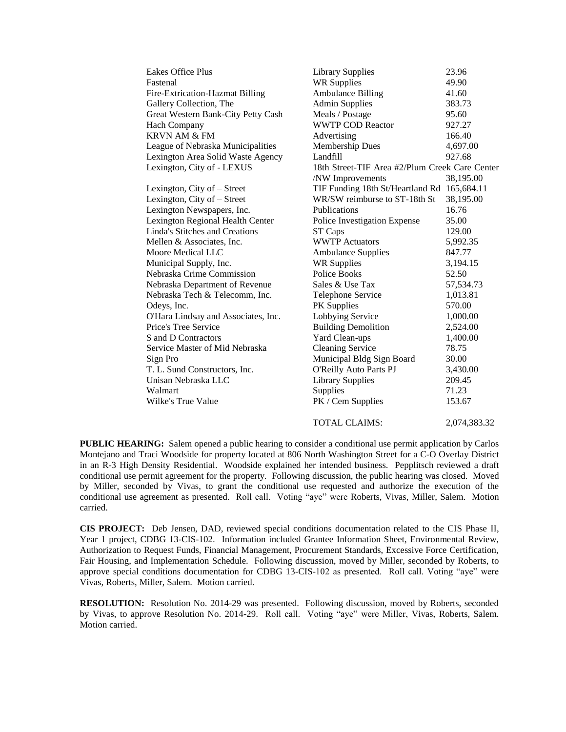| | | |
|---|---|---|
| Eakes Office Plus | Library Supplies | 23.96 |
| Fastenal | WR Supplies | 49.90 |
| Fire-Extrication-Hazmat Billing | Ambulance Billing | 41.60 |
| Gallery Collection, The | Admin Supplies | 383.73 |
| Great Western Bank-City Petty Cash | Meals / Postage | 95.60 |
| Hach Company | WWTP COD Reactor | 927.27 |
| KRVN AM & FM | Advertising | 166.40 |
| League of Nebraska Municipalities | Membership Dues | 4,697.00 |
| Lexington Area Solid Waste Agency | Landfill | 927.68 |
| Lexington, City of - LEXUS | 18th Street-TIF Area #2/Plum Creek Care Center /NW Improvements | 38,195.00 |
| Lexington, City of – Street | TIF Funding 18th St/Heartland Rd | 165,684.11 |
| Lexington, City of – Street | WR/SW reimburse to ST-18th St | 38,195.00 |
| Lexington Newspapers, Inc. | Publications | 16.76 |
| Lexington Regional Health Center | Police Investigation Expense | 35.00 |
| Linda's Stitches and Creations | ST Caps | 129.00 |
| Mellen & Associates, Inc. | WWTP Actuators | 5,992.35 |
| Moore Medical LLC | Ambulance Supplies | 847.77 |
| Municipal Supply, Inc. | WR Supplies | 3,194.15 |
| Nebraska Crime Commission | Police Books | 52.50 |
| Nebraska Department of Revenue | Sales & Use Tax | 57,534.73 |
| Nebraska Tech & Telecomm, Inc. | Telephone Service | 1,013.81 |
| Odeys, Inc. | PK Supplies | 570.00 |
| O'Hara Lindsay and Associates, Inc. | Lobbying Service | 1,000.00 |
| Price's Tree Service | Building Demolition | 2,524.00 |
| S and D Contractors | Yard Clean-ups | 1,400.00 |
| Service Master of Mid Nebraska | Cleaning Service | 78.75 |
| Sign Pro | Municipal Bldg Sign Board | 30.00 |
| T. L. Sund Constructors, Inc. | O'Reilly Auto Parts PJ | 3,430.00 |
| Unisan Nebraska LLC | Library Supplies | 209.45 |
| Walmart | Supplies | 71.23 |
| Wilke's True Value | PK / Cem Supplies | 153.67 |
| | TOTAL CLAIMS: | 2,074,383.32 |

**PUBLIC HEARING:** Salem opened a public hearing to consider a conditional use permit application by Carlos Montejano and Traci Woodside for property located at 806 North Washington Street for a C-O Overlay District in an R-3 High Density Residential. Woodside explained her intended business. Pepplitsch reviewed a draft conditional use permit agreement for the property. Following discussion, the public hearing was closed. Moved by Miller, seconded by Vivas, to grant the conditional use requested and authorize the execution of the conditional use agreement as presented. Roll call. Voting "aye" were Roberts, Vivas, Miller, Salem. Motion carried.

**CIS PROJECT:** Deb Jensen, DAD, reviewed special conditions documentation related to the CIS Phase II, Year 1 project, CDBG 13-CIS-102. Information included Grantee Information Sheet, Environmental Review, Authorization to Request Funds, Financial Management, Procurement Standards, Excessive Force Certification, Fair Housing, and Implementation Schedule. Following discussion, moved by Miller, seconded by Roberts, to approve special conditions documentation for CDBG 13-CIS-102 as presented. Roll call. Voting "aye" were Vivas, Roberts, Miller, Salem. Motion carried.

**RESOLUTION:** Resolution No. 2014-29 was presented. Following discussion, moved by Roberts, seconded by Vivas, to approve Resolution No. 2014-29. Roll call. Voting "aye" were Miller, Vivas, Roberts, Salem. Motion carried.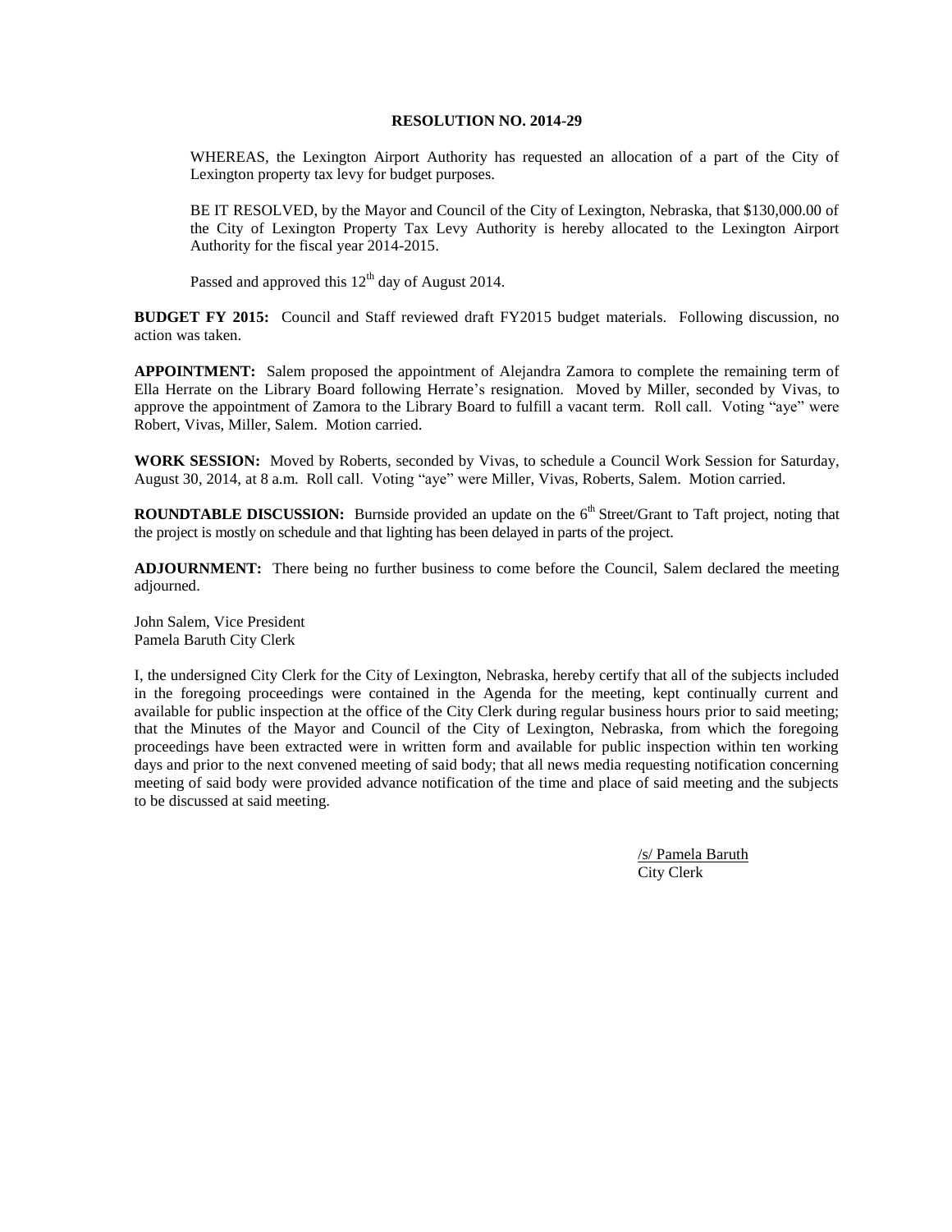**RESOLUTION NO. 2014-29**

WHEREAS, the Lexington Airport Authority has requested an allocation of a part of the City of Lexington property tax levy for budget purposes.

BE IT RESOLVED, by the Mayor and Council of the City of Lexington, Nebraska, that $130,000.00 of the City of Lexington Property Tax Levy Authority is hereby allocated to the Lexington Airport Authority for the fiscal year 2014-2015.

Passed and approved this 12th day of August 2014.

**BUDGET FY 2015:** Council and Staff reviewed draft FY2015 budget materials. Following discussion, no action was taken.

**APPOINTMENT:** Salem proposed the appointment of Alejandra Zamora to complete the remaining term of Ella Herrate on the Library Board following Herrate's resignation. Moved by Miller, seconded by Vivas, to approve the appointment of Zamora to the Library Board to fulfill a vacant term. Roll call. Voting "aye" were Robert, Vivas, Miller, Salem. Motion carried.

**WORK SESSION:** Moved by Roberts, seconded by Vivas, to schedule a Council Work Session for Saturday, August 30, 2014, at 8 a.m. Roll call. Voting "aye" were Miller, Vivas, Roberts, Salem. Motion carried.

**ROUNDTABLE DISCUSSION:** Burnside provided an update on the 6th Street/Grant to Taft project, noting that the project is mostly on schedule and that lighting has been delayed in parts of the project.

**ADJOURNMENT:** There being no further business to come before the Council, Salem declared the meeting adjourned.

John Salem, Vice President
Pamela Baruth City Clerk

I, the undersigned City Clerk for the City of Lexington, Nebraska, hereby certify that all of the subjects included in the foregoing proceedings were contained in the Agenda for the meeting, kept continually current and available for public inspection at the office of the City Clerk during regular business hours prior to said meeting; that the Minutes of the Mayor and Council of the City of Lexington, Nebraska, from which the foregoing proceedings have been extracted were in written form and available for public inspection within ten working days and prior to the next convened meeting of said body; that all news media requesting notification concerning meeting of said body were provided advance notification of the time and place of said meeting and the subjects to be discussed at said meeting.

/s/ Pamela Baruth
City Clerk